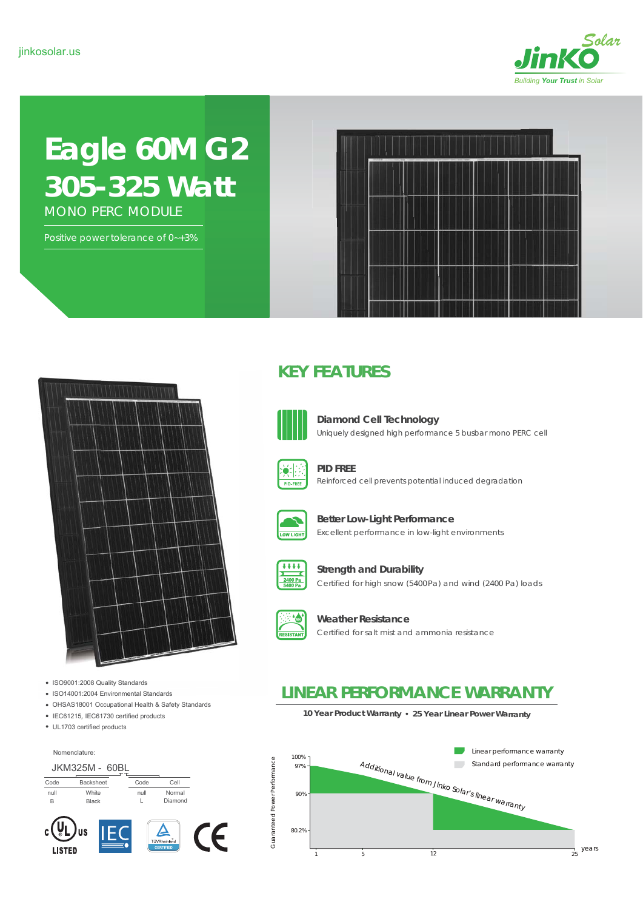jinkosolar.us

# Eagle 60M G2

# 305-325 Watt

MONO PERC MODULE

Positive power tolerance of 0~+3%

## KEY FEATURES

**Diamond Cell Technology**
Uniquely designed high performance 5 busbar mono PERC cell

**PID FREE**
Reinforced cell prevents potential induced degradation

**Better Low-Light Performance**
Excellent performance in low-light environments

**Strength and Durability**
Certified for high snow (5400Pa) and wind (2400 Pa) loads

**Weather Resistance**
Certified for salt mist and ammonia resistance

- ISO9001:2008 Quality Standards
- ISO14001:2004 Environmental Standards
- OHSAS18001 Occupational Health & Safety Standards
- IEC61215, IEC61730 certified products
- UL1703 certified products

Nomenclature:

JKM325M - 60BL

| Code | Backsheet |
|---|---|
| null | White |
| B | Black |

| Code | Cell |
|---|---|
| null | Normal |
| L | Diamond |

## LINEAR PERFORMANCE WARRANTY

**10 Year Product Warranty • 25 Year Linear Power Warranty**

Linear performance warranty

Standard performance warranty

Additional value from Jinko Solar's linear warranty

Guaranteed Power Performance: 100%, 97%, 90%, 80.2%

years: 1, 5, 12, 25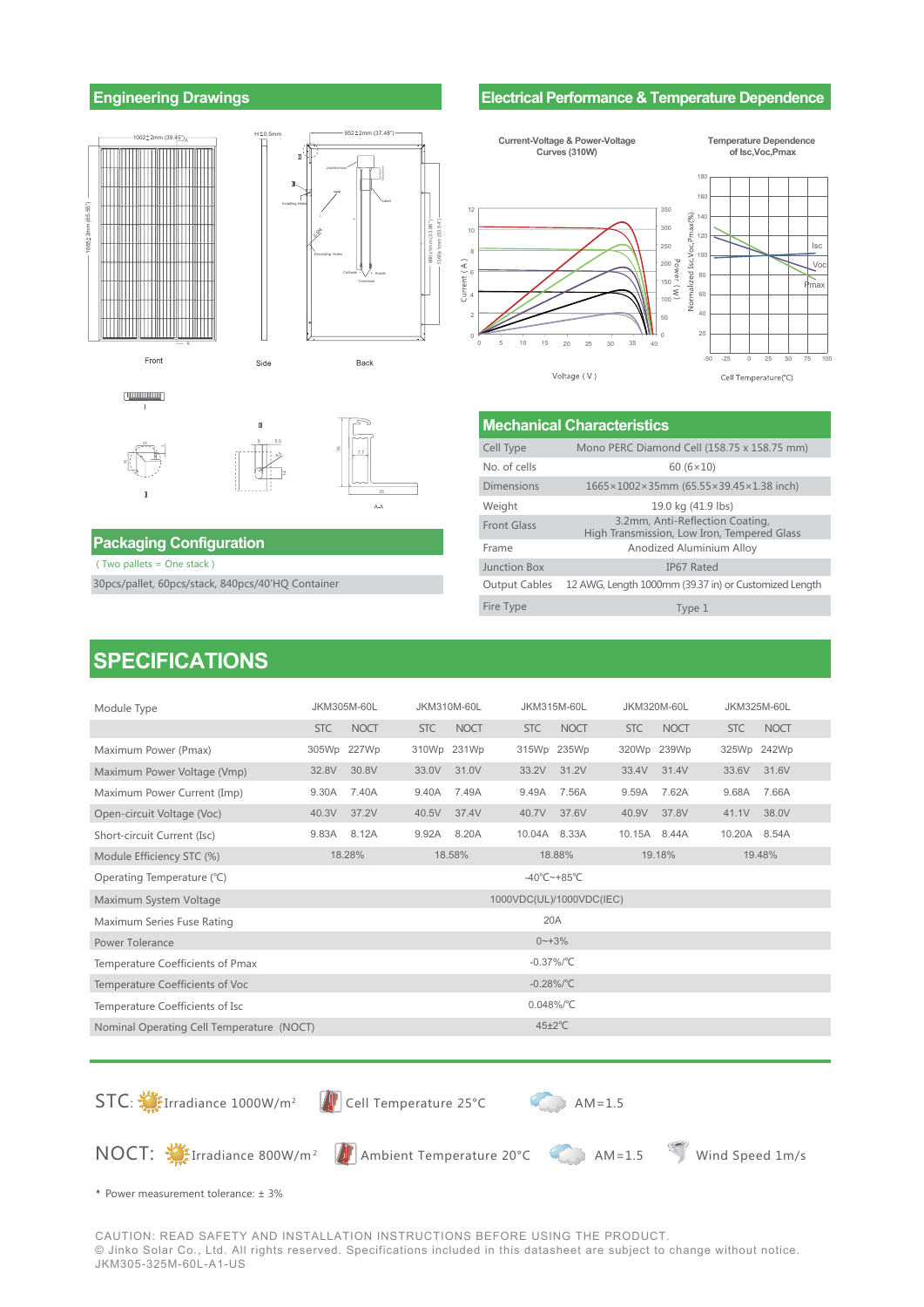## Engineering Drawings

1002±2mm (39.45")
H±0.5mm
952±2mm (37.48")
1665±2mm (65.55")
Junction box
Installing Holes
Grounding Holes
Label
Cathode
Anode
Connector

Front

Side

Back

A-A

## Electrical Performance & Temperature Dependence

Current-Voltage & Power-Voltage Curves (310W)

Current ( A )
Power ( W )
Voltage ( V )

Temperature Dependence of Isc,Voc,Pmax

Normalized Isc,Voc,Pmax(%)
Isc
Voc
Pmax
Cell Temperature(℃)

## Mechanical Characteristics

| | |
|---|---|
| Cell Type | Mono PERC Diamond Cell (158.75 x 158.75 mm) |
| No. of cells | 60 (6×10) |
| Dimensions | 1665×1002×35mm (65.55×39.45×1.38 inch) |
| Weight | 19.0 kg (41.9 lbs) |
| Front Glass | 3.2mm, Anti-Reflection Coating, High Transmission, Low Iron, Tempered Glass |
| Frame | Anodized Aluminium Alloy |
| Junction Box | IP67 Rated |
| Output Cables | 12 AWG, Length 1000mm (39.37 in) or Customized Length |
| Fire Type | Type 1 |

## Packaging Configuration

( Two pallets = One stack )

30pcs/pallet, 60pcs/stack, 840pcs/40'HQ Container

# SPECIFICATIONS

| Module Type | JKM305M-60L | | JKM310M-60L | | JKM315M-60L | | JKM320M-60L | | JKM325M-60L | |
|---|---|---|---|---|---|---|---|---|---|---|
| | STC | NOCT | STC | NOCT | STC | NOCT | STC | NOCT | STC | NOCT |
| Maximum Power (Pmax) | 305Wp | 227Wp | 310Wp | 231Wp | 315Wp | 235Wp | 320Wp | 239Wp | 325Wp | 242Wp |
| Maximum Power Voltage (Vmp) | 32.8V | 30.8V | 33.0V | 31.0V | 33.2V | 31.2V | 33.4V | 31.4V | 33.6V | 31.6V |
| Maximum Power Current (Imp) | 9.30A | 7.40A | 9.40A | 7.49A | 9.49A | 7.56A | 9.59A | 7.62A | 9.68A | 7.66A |
| Open-circuit Voltage (Voc) | 40.3V | 37.2V | 40.5V | 37.4V | 40.7V | 37.6V | 40.9V | 37.8V | 41.1V | 38.0V |
| Short-circuit Current (Isc) | 9.83A | 8.12A | 9.92A | 8.20A | 10.04A | 8.33A | 10.15A | 8.44A | 10.20A | 8.54A |
| Module Efficiency STC (%) | 18.28% | | 18.58% | | 18.88% | | 19.18% | | 19.48% | |
| Operating Temperature (℃) | -40℃~+85℃ | | | | | | | | | |
| Maximum System Voltage | 1000VDC(UL)/1000VDC(IEC) | | | | | | | | | |
| Maximum Series Fuse Rating | 20A | | | | | | | | | |
| Power Tolerance | 0~+3% | | | | | | | | | |
| Temperature Coefficients of Pmax | -0.37%/℃ | | | | | | | | | |
| Temperature Coefficients of Voc | -0.28%/℃ | | | | | | | | | |
| Temperature Coefficients of Isc | 0.048%/℃ | | | | | | | | | |
| Nominal Operating Cell Temperature (NOCT) | 45±2℃ | | | | | | | | | |

STC: Irradiance 1000W/m² Cell Temperature 25°C AM=1.5

NOCT: Irradiance 800W/m² Ambient Temperature 20°C AM=1.5 Wind Speed 1m/s

* Power measurement tolerance: ± 3%

CAUTION: READ SAFETY AND INSTALLATION INSTRUCTIONS BEFORE USING THE PRODUCT.
© Jinko Solar Co., Ltd. All rights reserved. Specifications included in this datasheet are subject to change without notice.
JKM305-325M-60L-A1-US